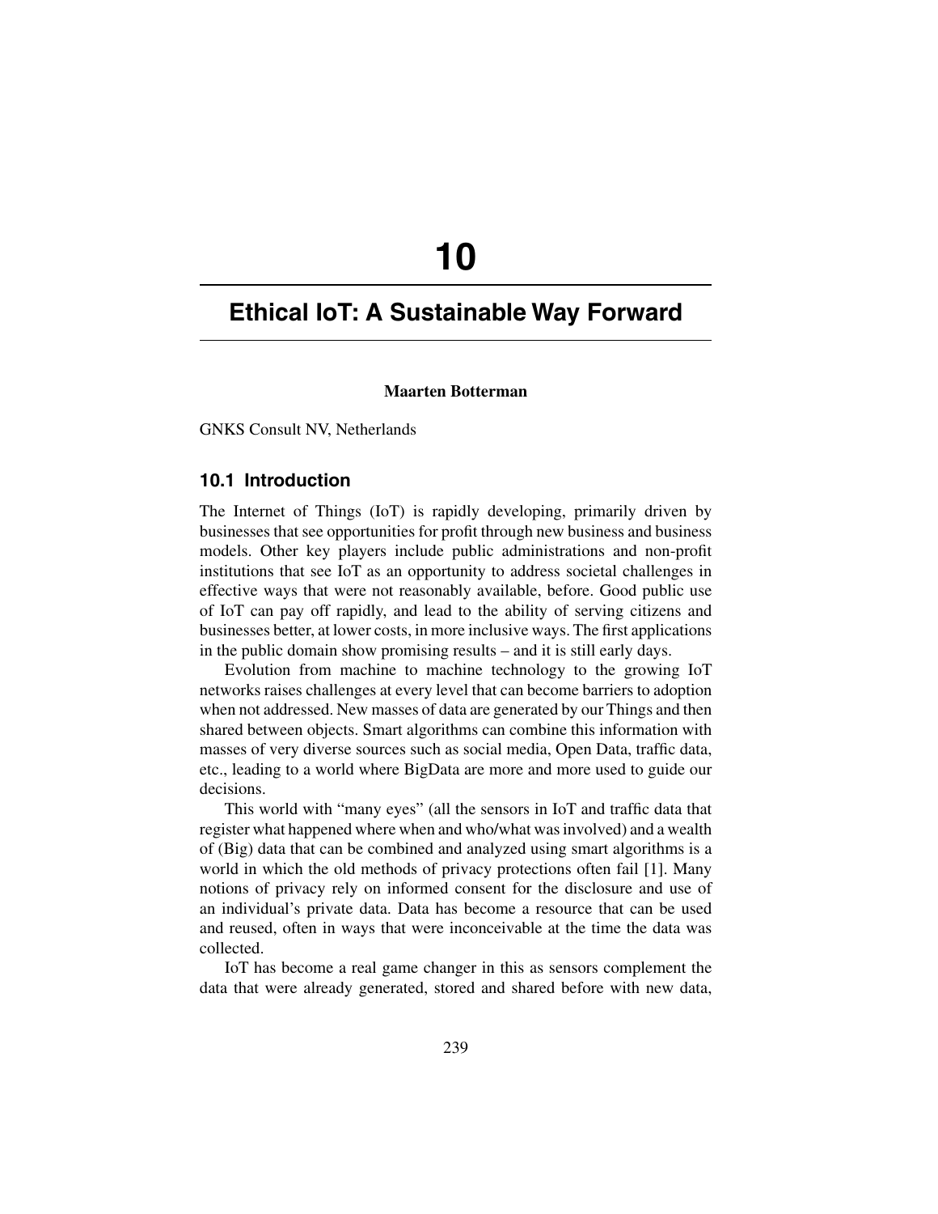# 10

# Ethical IoT: A Sustainable Way Forward

**Maarten Botterman**

GNKS Consult NV, Netherlands

## 10.1 Introduction

The Internet of Things (IoT) is rapidly developing, primarily driven by businesses that see opportunities for profit through new business and business models. Other key players include public administrations and non-profit institutions that see IoT as an opportunity to address societal challenges in effective ways that were not reasonably available, before. Good public use of IoT can pay off rapidly, and lead to the ability of serving citizens and businesses better, at lower costs, in more inclusive ways. The first applications in the public domain show promising results – and it is still early days.

Evolution from machine to machine technology to the growing IoT networks raises challenges at every level that can become barriers to adoption when not addressed. New masses of data are generated by our Things and then shared between objects. Smart algorithms can combine this information with masses of very diverse sources such as social media, Open Data, traffic data, etc., leading to a world where BigData are more and more used to guide our decisions.

This world with "many eyes" (all the sensors in IoT and traffic data that register what happened where when and who/what was involved) and a wealth of (Big) data that can be combined and analyzed using smart algorithms is a world in which the old methods of privacy protections often fail [1]. Many notions of privacy rely on informed consent for the disclosure and use of an individual's private data. Data has become a resource that can be used and reused, often in ways that were inconceivable at the time the data was collected.

IoT has become a real game changer in this as sensors complement the data that were already generated, stored and shared before with new data,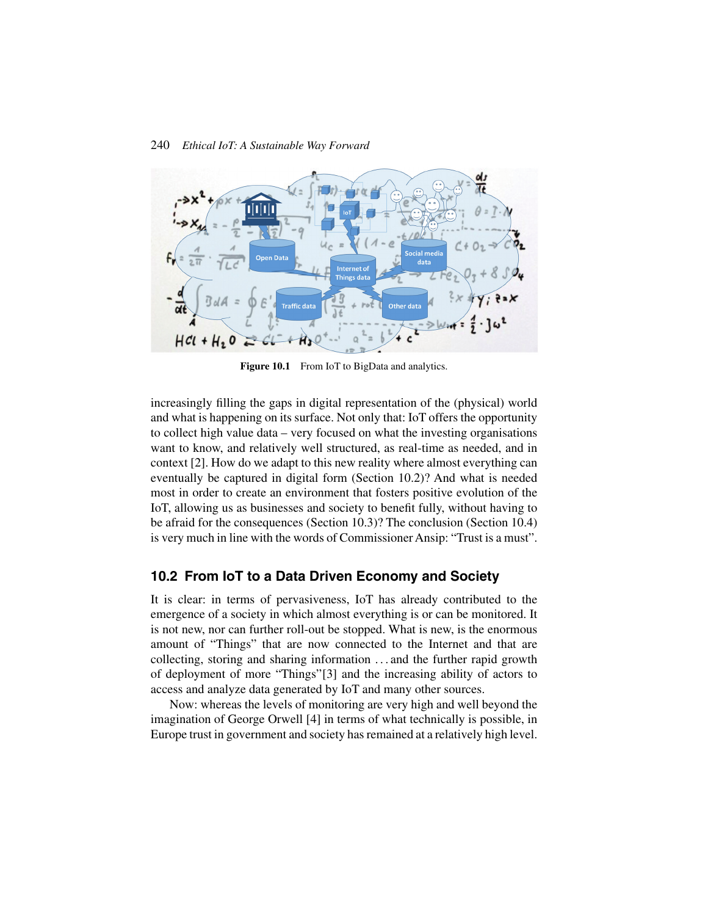**Figure 10.1** From IoT to BigData and analytics.

increasingly filling the gaps in digital representation of the (physical) world and what is happening on its surface. Not only that: IoT offers the opportunity to collect high value data – very focused on what the investing organisations want to know, and relatively well structured, as real-time as needed, and in context [2]. How do we adapt to this new reality where almost everything can eventually be captured in digital form (Section 10.2)? And what is needed most in order to create an environment that fosters positive evolution of the IoT, allowing us as businesses and society to benefit fully, without having to be afraid for the consequences (Section 10.3)? The conclusion (Section 10.4) is very much in line with the words of Commissioner Ansip: "Trust is a must".

## 10.2 From IoT to a Data Driven Economy and Society

It is clear: in terms of pervasiveness, IoT has already contributed to the emergence of a society in which almost everything is or can be monitored. It is not new, nor can further roll-out be stopped. What is new, is the enormous amount of "Things" that are now connected to the Internet and that are collecting, storing and sharing information . . . and the further rapid growth of deployment of more "Things"[3] and the increasing ability of actors to access and analyze data generated by IoT and many other sources.

Now: whereas the levels of monitoring are very high and well beyond the imagination of George Orwell [4] in terms of what technically is possible, in Europe trust in government and society has remained at a relatively high level.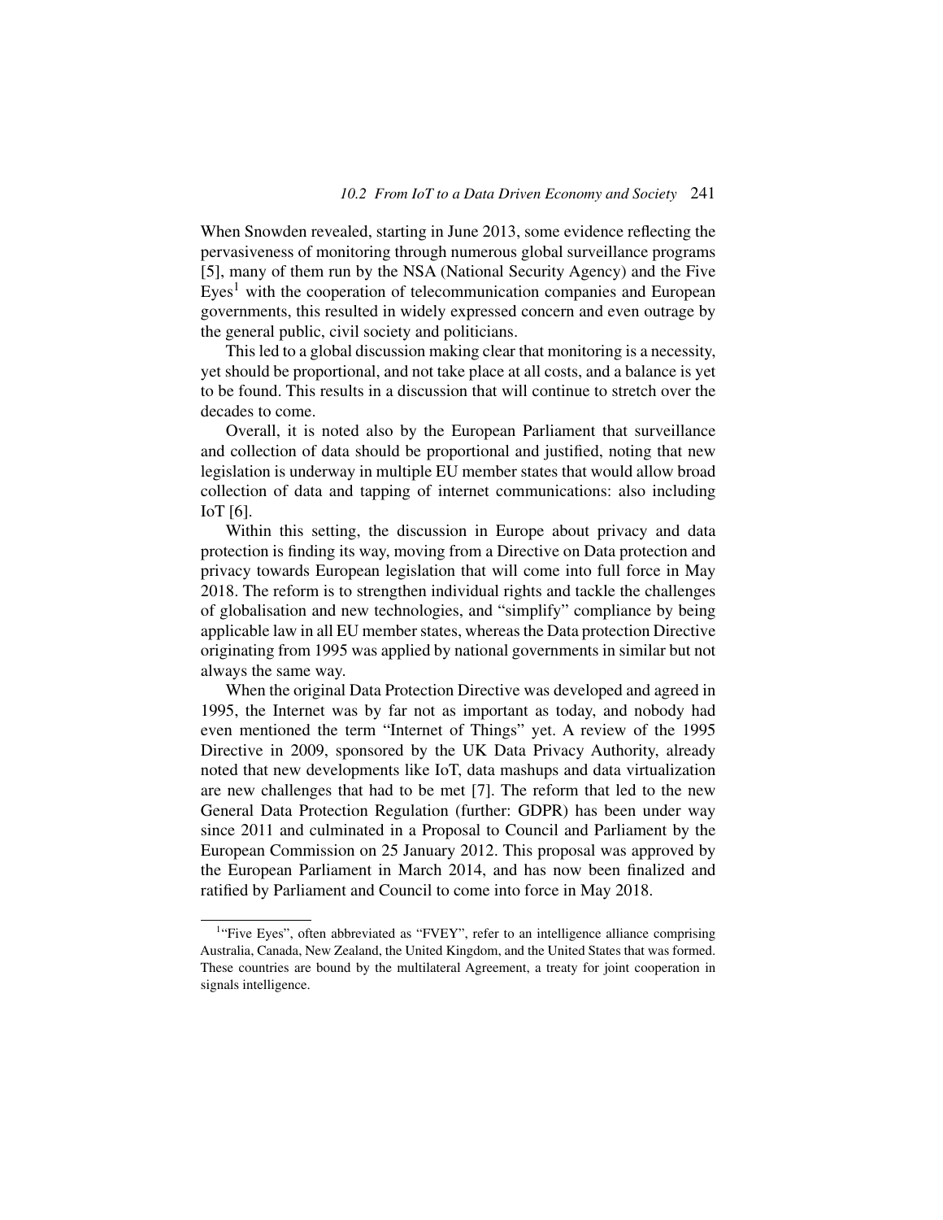When Snowden revealed, starting in June 2013, some evidence reflecting the pervasiveness of monitoring through numerous global surveillance programs [5], many of them run by the NSA (National Security Agency) and the Five Eyes[1] with the cooperation of telecommunication companies and European governments, this resulted in widely expressed concern and even outrage by the general public, civil society and politicians.

This led to a global discussion making clear that monitoring is a necessity, yet should be proportional, and not take place at all costs, and a balance is yet to be found. This results in a discussion that will continue to stretch over the decades to come.

Overall, it is noted also by the European Parliament that surveillance and collection of data should be proportional and justified, noting that new legislation is underway in multiple EU member states that would allow broad collection of data and tapping of internet communications: also including IoT [6].

Within this setting, the discussion in Europe about privacy and data protection is finding its way, moving from a Directive on Data protection and privacy towards European legislation that will come into full force in May 2018. The reform is to strengthen individual rights and tackle the challenges of globalisation and new technologies, and "simplify" compliance by being applicable law in all EU member states, whereas the Data protection Directive originating from 1995 was applied by national governments in similar but not always the same way.

When the original Data Protection Directive was developed and agreed in 1995, the Internet was by far not as important as today, and nobody had even mentioned the term "Internet of Things" yet. A review of the 1995 Directive in 2009, sponsored by the UK Data Privacy Authority, already noted that new developments like IoT, data mashups and data virtualization are new challenges that had to be met [7]. The reform that led to the new General Data Protection Regulation (further: GDPR) has been under way since 2011 and culminated in a Proposal to Council and Parliament by the European Commission on 25 January 2012. This proposal was approved by the European Parliament in March 2014, and has now been finalized and ratified by Parliament and Council to come into force in May 2018.

---

[1] "Five Eyes", often abbreviated as "FVEY", refer to an intelligence alliance comprising Australia, Canada, New Zealand, the United Kingdom, and the United States that was formed. These countries are bound by the multilateral Agreement, a treaty for joint cooperation in signals intelligence.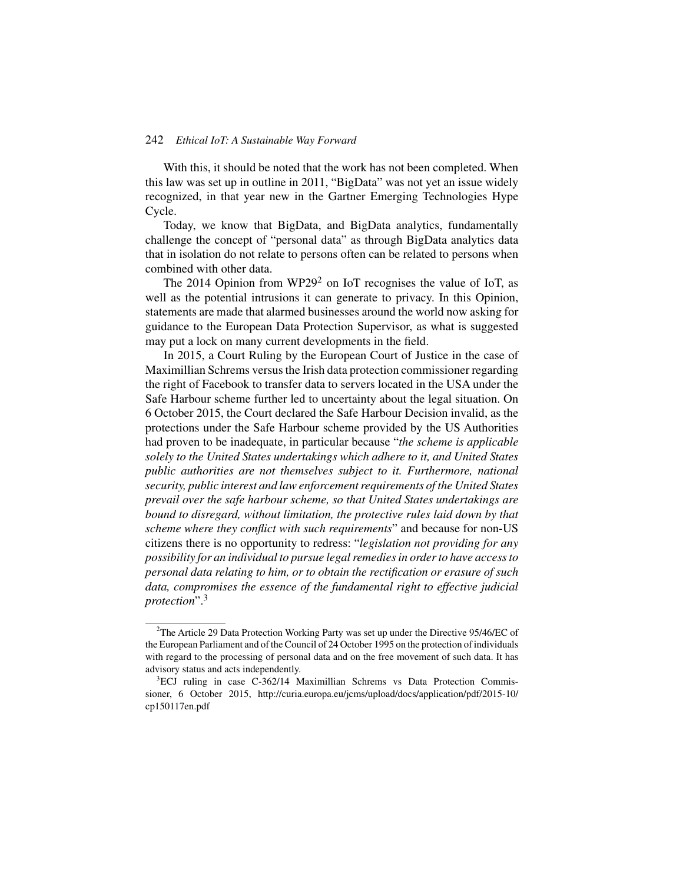With this, it should be noted that the work has not been completed. When this law was set up in outline in 2011, "BigData" was not yet an issue widely recognized, in that year new in the Gartner Emerging Technologies Hype Cycle.

Today, we know that BigData, and BigData analytics, fundamentally challenge the concept of "personal data" as through BigData analytics data that in isolation do not relate to persons often can be related to persons when combined with other data.

The 2014 Opinion from WP29[2] on IoT recognises the value of IoT, as well as the potential intrusions it can generate to privacy. In this Opinion, statements are made that alarmed businesses around the world now asking for guidance to the European Data Protection Supervisor, as what is suggested may put a lock on many current developments in the field.

In 2015, a Court Ruling by the European Court of Justice in the case of Maximillian Schrems versus the Irish data protection commissioner regarding the right of Facebook to transfer data to servers located in the USA under the Safe Harbour scheme further led to uncertainty about the legal situation. On 6 October 2015, the Court declared the Safe Harbour Decision invalid, as the protections under the Safe Harbour scheme provided by the US Authorities had proven to be inadequate, in particular because "*the scheme is applicable solely to the United States undertakings which adhere to it, and United States public authorities are not themselves subject to it. Furthermore, national security, public interest and law enforcement requirements of the United States prevail over the safe harbour scheme, so that United States undertakings are bound to disregard, without limitation, the protective rules laid down by that scheme where they conflict with such requirements*" and because for non-US citizens there is no opportunity to redress: "*legislation not providing for any possibility for an individual to pursue legal remedies in order to have access to personal data relating to him, or to obtain the rectification or erasure of such data, compromises the essence of the fundamental right to effective judicial protection*".[3]

---

[2] The Article 29 Data Protection Working Party was set up under the Directive 95/46/EC of the European Parliament and of the Council of 24 October 1995 on the protection of individuals with regard to the processing of personal data and on the free movement of such data. It has advisory status and acts independently.

[3] ECJ ruling in case C-362/14 Maximillian Schrems vs Data Protection Commissioner, 6 October 2015, http://curia.europa.eu/jcms/upload/docs/application/pdf/2015-10/cp150117en.pdf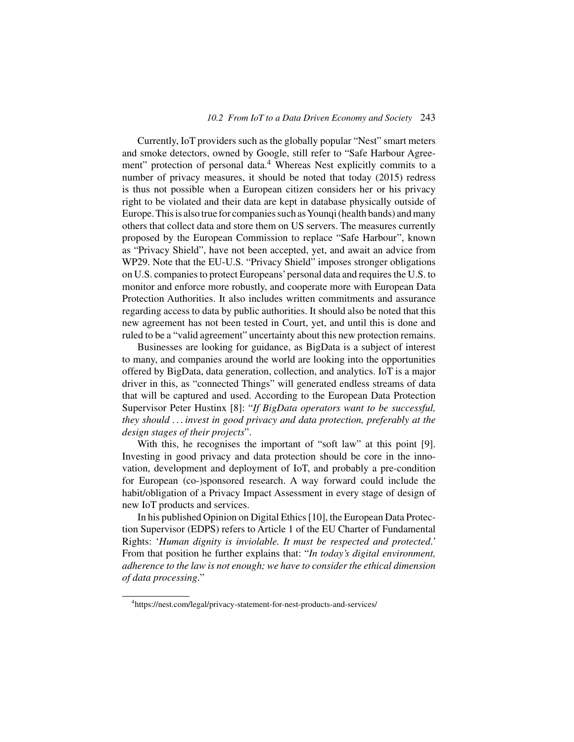Currently, IoT providers such as the globally popular "Nest" smart meters and smoke detectors, owned by Google, still refer to "Safe Harbour Agreement" protection of personal data.[4] Whereas Nest explicitly commits to a number of privacy measures, it should be noted that today (2015) redress is thus not possible when a European citizen considers her or his privacy right to be violated and their data are kept in database physically outside of Europe. This is also true for companies such as Younqi (health bands) and many others that collect data and store them on US servers. The measures currently proposed by the European Commission to replace "Safe Harbour", known as "Privacy Shield", have not been accepted, yet, and await an advice from WP29. Note that the EU-U.S. "Privacy Shield" imposes stronger obligations on U.S. companies to protect Europeans' personal data and requires the U.S. to monitor and enforce more robustly, and cooperate more with European Data Protection Authorities. It also includes written commitments and assurance regarding access to data by public authorities. It should also be noted that this new agreement has not been tested in Court, yet, and until this is done and ruled to be a "valid agreement" uncertainty about this new protection remains.

Businesses are looking for guidance, as BigData is a subject of interest to many, and companies around the world are looking into the opportunities offered by BigData, data generation, collection, and analytics. IoT is a major driver in this, as "connected Things" will generated endless streams of data that will be captured and used. According to the European Data Protection Supervisor Peter Hustinx [8]: "*If BigData operators want to be successful, they should … invest in good privacy and data protection, preferably at the design stages of their projects*".

With this, he recognises the important of "soft law" at this point [9]. Investing in good privacy and data protection should be core in the innovation, development and deployment of IoT, and probably a pre-condition for European (co-)sponsored research. A way forward could include the habit/obligation of a Privacy Impact Assessment in every stage of design of new IoT products and services.

In his published Opinion on Digital Ethics [10], the European Data Protection Supervisor (EDPS) refers to Article 1 of the EU Charter of Fundamental Rights: '*Human dignity is inviolable. It must be respected and protected*.' From that position he further explains that: "*In today's digital environment, adherence to the law is not enough; we have to consider the ethical dimension of data processing*."

[4] https://nest.com/legal/privacy-statement-for-nest-products-and-services/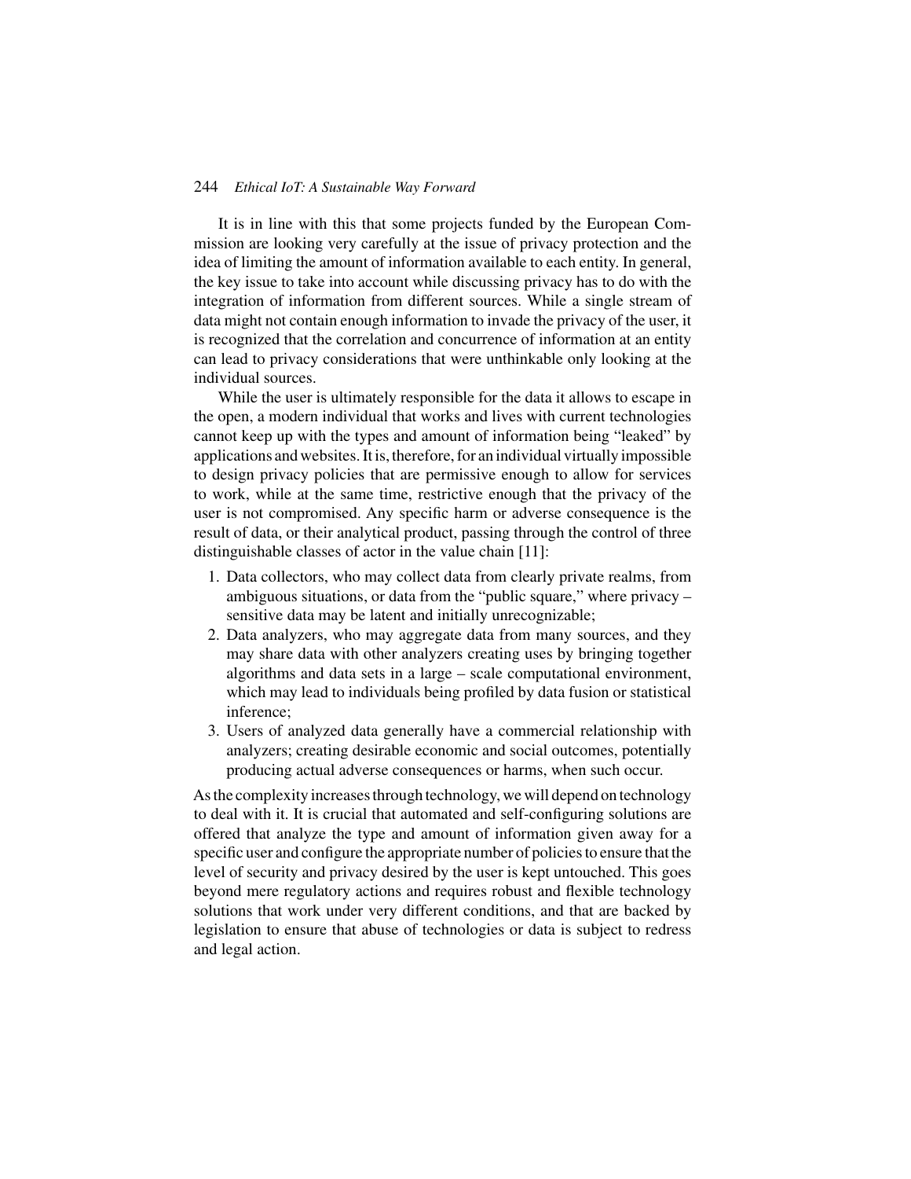It is in line with this that some projects funded by the European Commission are looking very carefully at the issue of privacy protection and the idea of limiting the amount of information available to each entity. In general, the key issue to take into account while discussing privacy has to do with the integration of information from different sources. While a single stream of data might not contain enough information to invade the privacy of the user, it is recognized that the correlation and concurrence of information at an entity can lead to privacy considerations that were unthinkable only looking at the individual sources.

While the user is ultimately responsible for the data it allows to escape in the open, a modern individual that works and lives with current technologies cannot keep up with the types and amount of information being "leaked" by applications and websites. It is, therefore, for an individual virtually impossible to design privacy policies that are permissive enough to allow for services to work, while at the same time, restrictive enough that the privacy of the user is not compromised. Any specific harm or adverse consequence is the result of data, or their analytical product, passing through the control of three distinguishable classes of actor in the value chain [11]:

1. Data collectors, who may collect data from clearly private realms, from ambiguous situations, or data from the "public square," where privacy – sensitive data may be latent and initially unrecognizable;
2. Data analyzers, who may aggregate data from many sources, and they may share data with other analyzers creating uses by bringing together algorithms and data sets in a large – scale computational environment, which may lead to individuals being profiled by data fusion or statistical inference;
3. Users of analyzed data generally have a commercial relationship with analyzers; creating desirable economic and social outcomes, potentially producing actual adverse consequences or harms, when such occur.

As the complexity increases through technology, we will depend on technology to deal with it. It is crucial that automated and self-configuring solutions are offered that analyze the type and amount of information given away for a specific user and configure the appropriate number of policies to ensure that the level of security and privacy desired by the user is kept untouched. This goes beyond mere regulatory actions and requires robust and flexible technology solutions that work under very different conditions, and that are backed by legislation to ensure that abuse of technologies or data is subject to redress and legal action.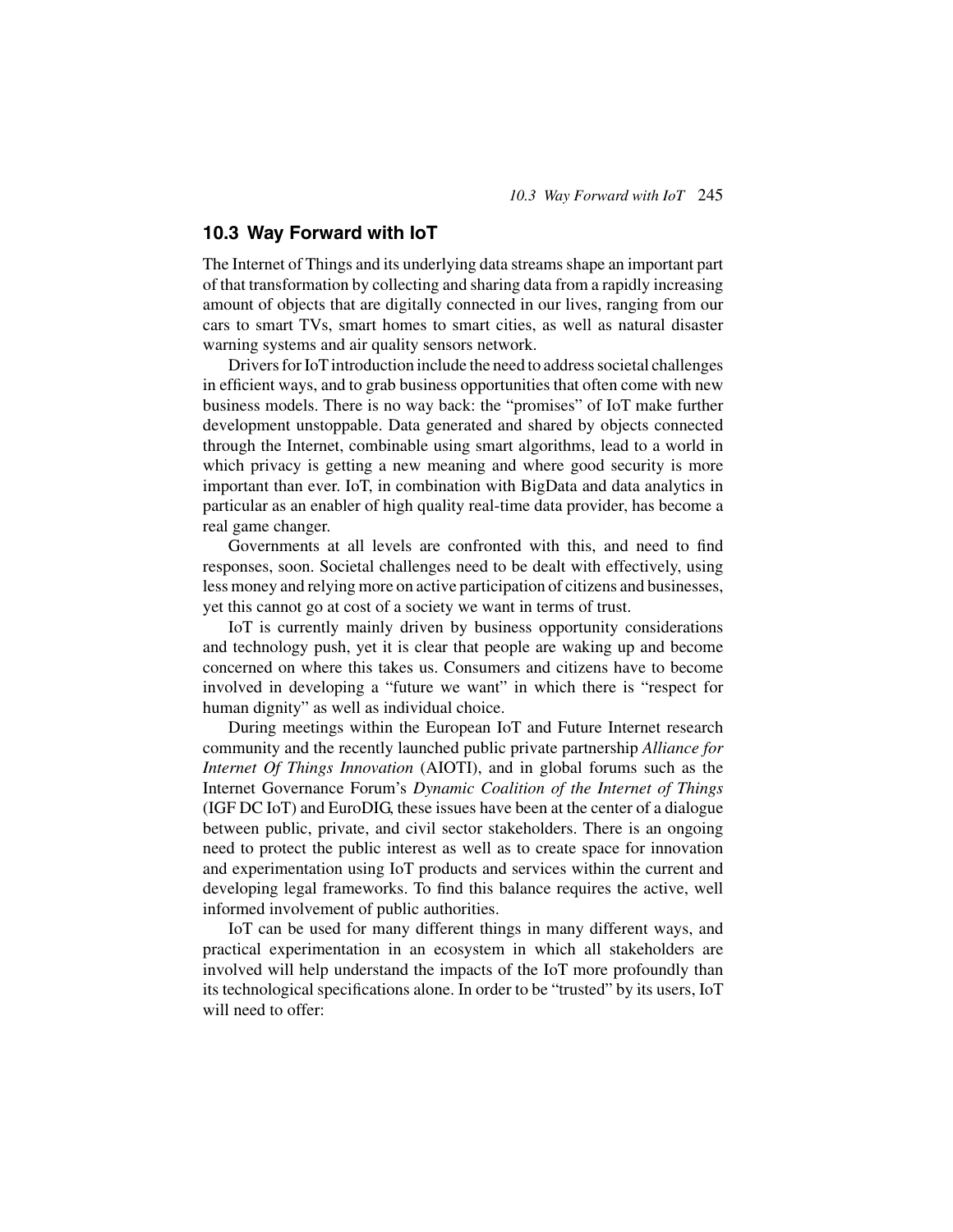## 10.3 Way Forward with IoT

The Internet of Things and its underlying data streams shape an important part of that transformation by collecting and sharing data from a rapidly increasing amount of objects that are digitally connected in our lives, ranging from our cars to smart TVs, smart homes to smart cities, as well as natural disaster warning systems and air quality sensors network.

Drivers for IoT introduction include the need to address societal challenges in efficient ways, and to grab business opportunities that often come with new business models. There is no way back: the "promises" of IoT make further development unstoppable. Data generated and shared by objects connected through the Internet, combinable using smart algorithms, lead to a world in which privacy is getting a new meaning and where good security is more important than ever. IoT, in combination with BigData and data analytics in particular as an enabler of high quality real-time data provider, has become a real game changer.

Governments at all levels are confronted with this, and need to find responses, soon. Societal challenges need to be dealt with effectively, using less money and relying more on active participation of citizens and businesses, yet this cannot go at cost of a society we want in terms of trust.

IoT is currently mainly driven by business opportunity considerations and technology push, yet it is clear that people are waking up and become concerned on where this takes us. Consumers and citizens have to become involved in developing a "future we want" in which there is "respect for human dignity" as well as individual choice.

During meetings within the European IoT and Future Internet research community and the recently launched public private partnership *Alliance for Internet Of Things Innovation* (AIOTI), and in global forums such as the Internet Governance Forum's *Dynamic Coalition of the Internet of Things* (IGF DC IoT) and EuroDIG, these issues have been at the center of a dialogue between public, private, and civil sector stakeholders. There is an ongoing need to protect the public interest as well as to create space for innovation and experimentation using IoT products and services within the current and developing legal frameworks. To find this balance requires the active, well informed involvement of public authorities.

IoT can be used for many different things in many different ways, and practical experimentation in an ecosystem in which all stakeholders are involved will help understand the impacts of the IoT more profoundly than its technological specifications alone. In order to be "trusted" by its users, IoT will need to offer: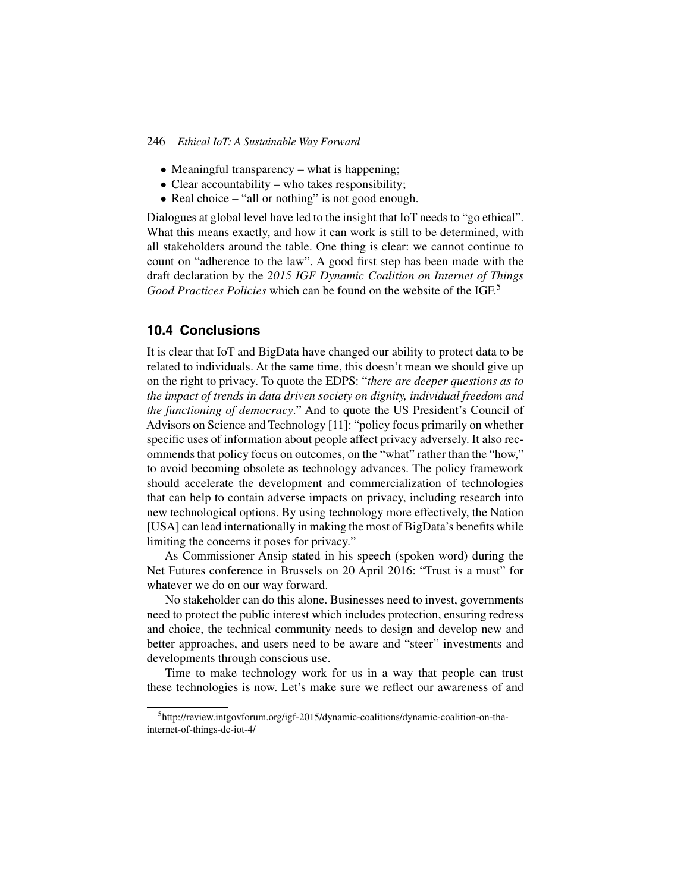- Meaningful transparency – what is happening;
- Clear accountability – who takes responsibility;
- Real choice – "all or nothing" is not good enough.

Dialogues at global level have led to the insight that IoT needs to "go ethical". What this means exactly, and how it can work is still to be determined, with all stakeholders around the table. One thing is clear: we cannot continue to count on "adherence to the law". A good first step has been made with the draft declaration by the *2015 IGF Dynamic Coalition on Internet of Things Good Practices Policies* which can be found on the website of the IGF.[5]

## 10.4 Conclusions

It is clear that IoT and BigData have changed our ability to protect data to be related to individuals. At the same time, this doesn't mean we should give up on the right to privacy. To quote the EDPS: "*there are deeper questions as to the impact of trends in data driven society on dignity, individual freedom and the functioning of democracy*." And to quote the US President's Council of Advisors on Science and Technology [11]: "policy focus primarily on whether specific uses of information about people affect privacy adversely. It also recommends that policy focus on outcomes, on the "what" rather than the "how," to avoid becoming obsolete as technology advances. The policy framework should accelerate the development and commercialization of technologies that can help to contain adverse impacts on privacy, including research into new technological options. By using technology more effectively, the Nation [USA] can lead internationally in making the most of BigData's benefits while limiting the concerns it poses for privacy."

As Commissioner Ansip stated in his speech (spoken word) during the Net Futures conference in Brussels on 20 April 2016: "Trust is a must" for whatever we do on our way forward.

No stakeholder can do this alone. Businesses need to invest, governments need to protect the public interest which includes protection, ensuring redress and choice, the technical community needs to design and develop new and better approaches, and users need to be aware and "steer" investments and developments through conscious use.

Time to make technology work for us in a way that people can trust these technologies is now. Let's make sure we reflect our awareness of and

[5] http://review.intgovforum.org/igf-2015/dynamic-coalitions/dynamic-coalition-on-the-internet-of-things-dc-iot-4/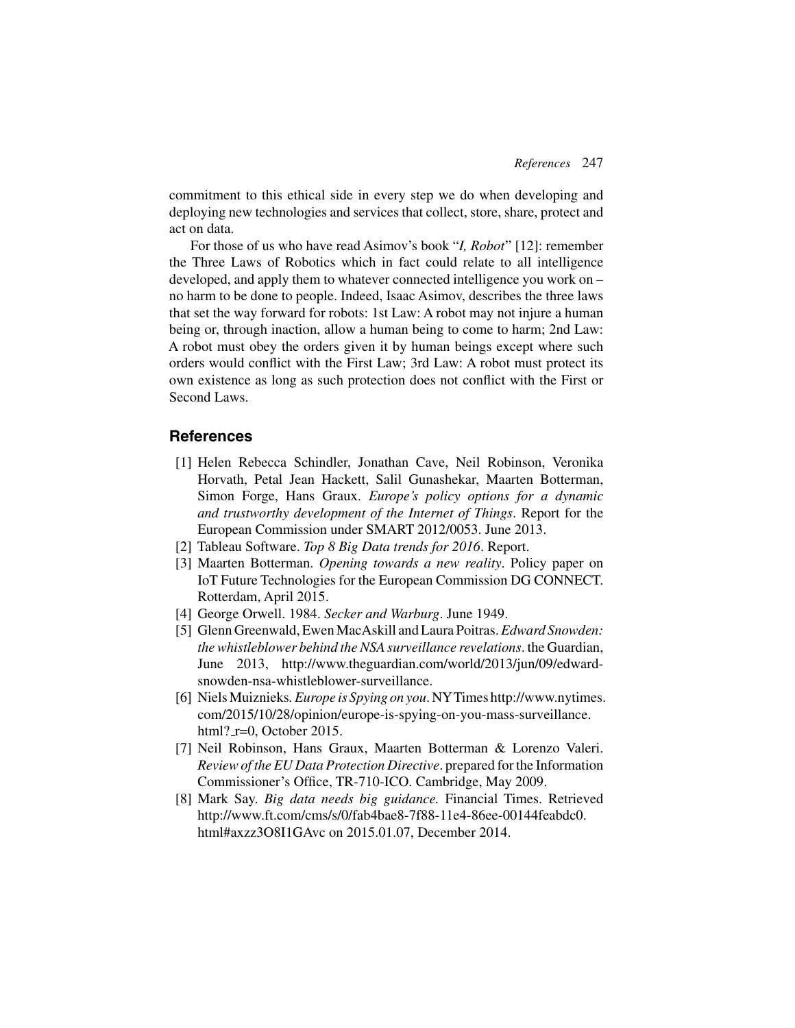commitment to this ethical side in every step we do when developing and deploying new technologies and services that collect, store, share, protect and act on data.

For those of us who have read Asimov's book "*I, Robot*" [12]: remember the Three Laws of Robotics which in fact could relate to all intelligence developed, and apply them to whatever connected intelligence you work on – no harm to be done to people. Indeed, Isaac Asimov, describes the three laws that set the way forward for robots: 1st Law: A robot may not injure a human being or, through inaction, allow a human being to come to harm; 2nd Law: A robot must obey the orders given it by human beings except where such orders would conflict with the First Law; 3rd Law: A robot must protect its own existence as long as such protection does not conflict with the First or Second Laws.

## References

[1] Helen Rebecca Schindler, Jonathan Cave, Neil Robinson, Veronika Horvath, Petal Jean Hackett, Salil Gunashekar, Maarten Botterman, Simon Forge, Hans Graux. *Europe's policy options for a dynamic and trustworthy development of the Internet of Things*. Report for the European Commission under SMART 2012/0053. June 2013.

[2] Tableau Software. *Top 8 Big Data trends for 2016*. Report.

[3] Maarten Botterman. *Opening towards a new reality*. Policy paper on IoT Future Technologies for the European Commission DG CONNECT. Rotterdam, April 2015.

[4] George Orwell. 1984. *Secker and Warburg*. June 1949.

[5] Glenn Greenwald, Ewen MacAskill and Laura Poitras. *Edward Snowden: the whistleblower behind the NSA surveillance revelations*. the Guardian, June 2013, http://www.theguardian.com/world/2013/jun/09/edward-snowden-nsa-whistleblower-surveillance.

[6] Niels Muiznieks. *Europe is Spying on you*. NY Times http://www.nytimes.com/2015/10/28/opinion/europe-is-spying-on-you-mass-surveillance.html?_r=0, October 2015.

[7] Neil Robinson, Hans Graux, Maarten Botterman & Lorenzo Valeri. *Review of the EU Data Protection Directive*. prepared for the Information Commissioner's Office, TR-710-ICO. Cambridge, May 2009.

[8] Mark Say. *Big data needs big guidance.* Financial Times. Retrieved http://www.ft.com/cms/s/0/fab4bae8-7f88-11e4-86ee-00144feabdc0.html#axzz3O8I1GAvc on 2015.01.07, December 2014.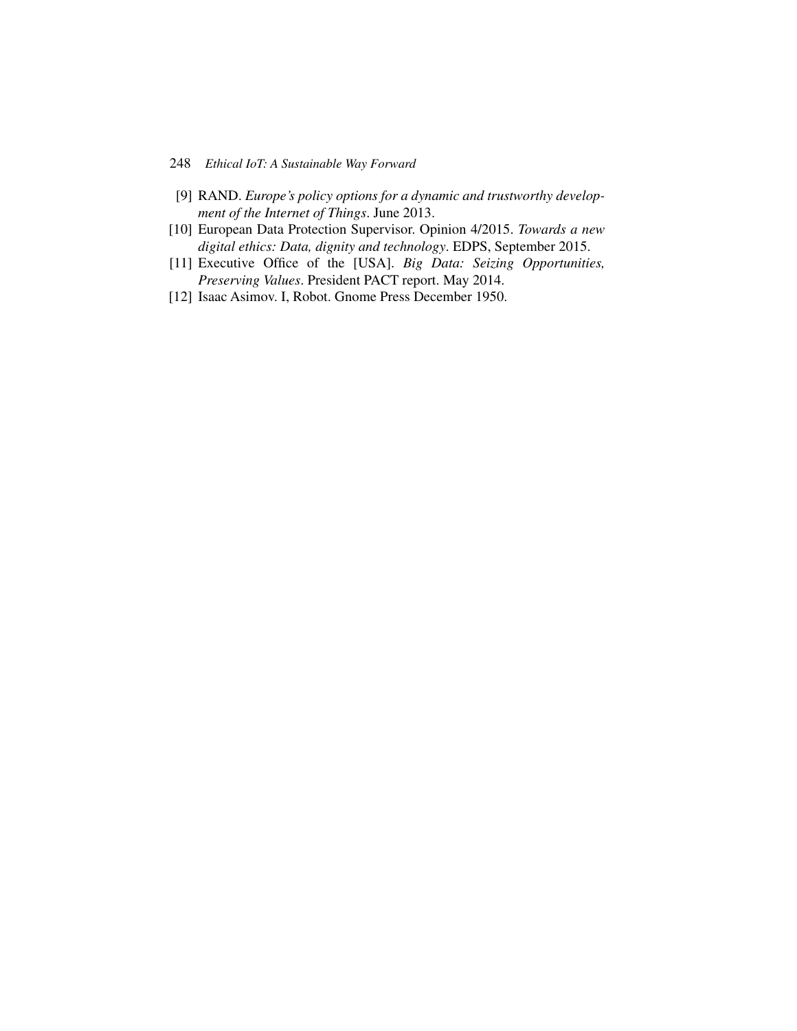[9] RAND. *Europe's policy options for a dynamic and trustworthy development of the Internet of Things*. June 2013.

[10] European Data Protection Supervisor. Opinion 4/2015. *Towards a new digital ethics: Data, dignity and technology*. EDPS, September 2015.

[11] Executive Office of the [USA]. *Big Data: Seizing Opportunities, Preserving Values*. President PACT report. May 2014.

[12] Isaac Asimov. I, Robot. Gnome Press December 1950.